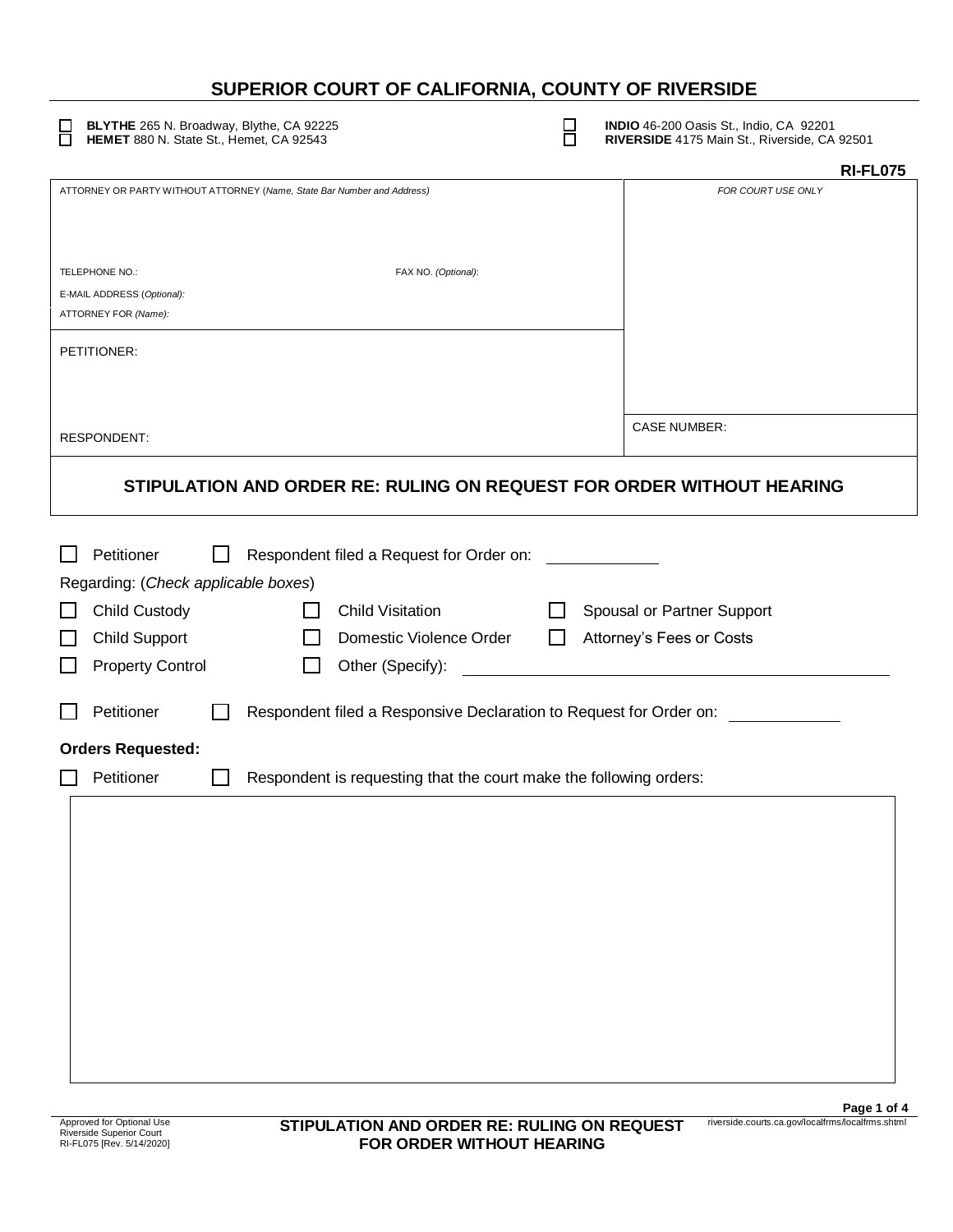# SUPERIOR COURT OF CALIFORNIA, COUNTY OF RIVERSIDE

☐ **BLYTHE** 265 N. Broadway, Blythe, CA 92225
☐ **HEMET** 880 N. State St., Hemet, CA 92543
☐ **INDIO** 46-200 Oasis St., Indio, CA 92201
☐ **RIVERSIDE** 4175 Main St., Riverside, CA 92501

**RI-FL075**

| ATTORNEY OR PARTY WITHOUT ATTORNEY (*Name, State Bar Number and Address*) | *FOR COURT USE ONLY* |
|---|---|
| TELEPHONE NO.: FAX NO. (*Optional*): | |
| E-MAIL ADDRESS (*Optional*): | |
| ATTORNEY FOR (*Name*): | |
| PETITIONER: | |
| RESPONDENT: | CASE NUMBER: |

## STIPULATION AND ORDER RE: RULING ON REQUEST FOR ORDER WITHOUT HEARING

☐ Petitioner ☐ Respondent filed a Request for Order on: ____________

Regarding: (*Check applicable boxes*)

☐ Child Custody ☐ Child Visitation ☐ Spousal or Partner Support
☐ Child Support ☐ Domestic Violence Order ☐ Attorney's Fees or Costs
☐ Property Control ☐ Other (Specify): ______________________________

☐ Petitioner ☐ Respondent filed a Responsive Declaration to Request for Order on: ____________

**Orders Requested:**

☐ Petitioner ☐ Respondent is requesting that the court make the following orders:

Approved for Optional Use
Riverside Superior Court
RI-FL075 [Rev. 5/14/2020]

riverside.courts.ca.gov/localfrms/localfrms.shtml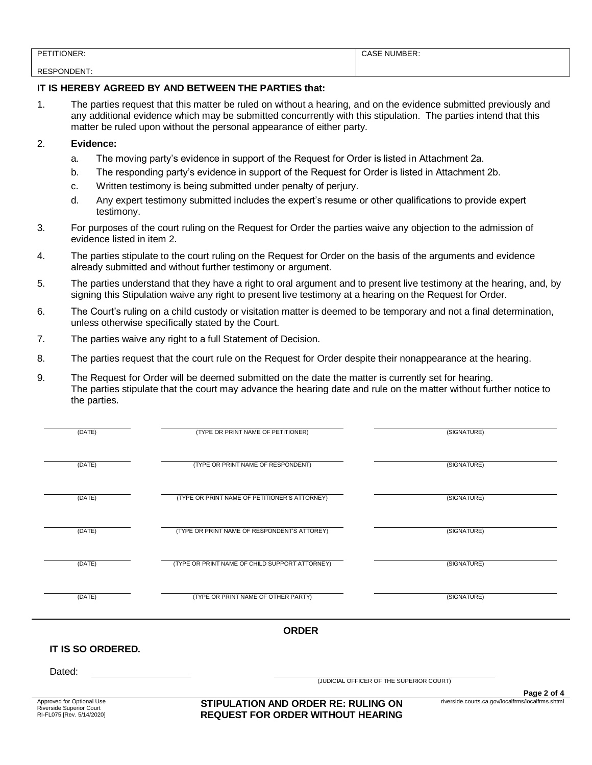| PETITIONER: | CASE NUMBER: |
| --- | --- |
| RESPONDENT: | |

**IT IS HEREBY AGREED BY AND BETWEEN THE PARTIES that:**

1. The parties request that this matter be ruled on without a hearing, and on the evidence submitted previously and any additional evidence which may be submitted concurrently with this stipulation. The parties intend that this matter be ruled upon without the personal appearance of either party.

2. **Evidence:**
   a. The moving party's evidence in support of the Request for Order is listed in Attachment 2a.
   b. The responding party's evidence in support of the Request for Order is listed in Attachment 2b.
   c. Written testimony is being submitted under penalty of perjury.
   d. Any expert testimony submitted includes the expert's resume or other qualifications to provide expert testimony.

3. For purposes of the court ruling on the Request for Order the parties waive any objection to the admission of evidence listed in item 2.

4. The parties stipulate to the court ruling on the Request for Order on the basis of the arguments and evidence already submitted and without further testimony or argument.

5. The parties understand that they have a right to oral argument and to present live testimony at the hearing, and, by signing this Stipulation waive any right to present live testimony at a hearing on the Request for Order.

6. The Court's ruling on a child custody or visitation matter is deemed to be temporary and not a final determination, unless otherwise specifically stated by the Court.

7. The parties waive any right to a full Statement of Decision.

8. The parties request that the court rule on the Request for Order despite their nonappearance at the hearing.

9. The Request for Order will be deemed submitted on the date the matter is currently set for hearing. The parties stipulate that the court may advance the hearing date and rule on the matter without further notice to the parties.

| | | |
| --- | --- | --- |
| (DATE) | (TYPE OR PRINT NAME OF PETITIONER) | (SIGNATURE) |
| (DATE) | (TYPE OR PRINT NAME OF RESPONDENT) | (SIGNATURE) |
| (DATE) | (TYPE OR PRINT NAME OF PETITIONER'S ATTORNEY) | (SIGNATURE) |
| (DATE) | (TYPE OR PRINT NAME OF RESPONDENT'S ATTOREY) | (SIGNATURE) |
| (DATE) | (TYPE OR PRINT NAME OF CHILD SUPPORT ATTORNEY) | (SIGNATURE) |
| (DATE) | (TYPE OR PRINT NAME OF OTHER PARTY) | (SIGNATURE) |

## ORDER

**IT IS SO ORDERED.**

Dated: ____________________ ____________________________________
(JUDICIAL OFFICER OF THE SUPERIOR COURT)

Approved for Optional Use
Riverside Superior Court
RI-FL075 [Rev. 5/14/2020]

**STIPULATION AND ORDER RE: RULING ON REQUEST FOR ORDER WITHOUT HEARING**

riverside.courts.ca.gov/localfrms/localfrms.shtml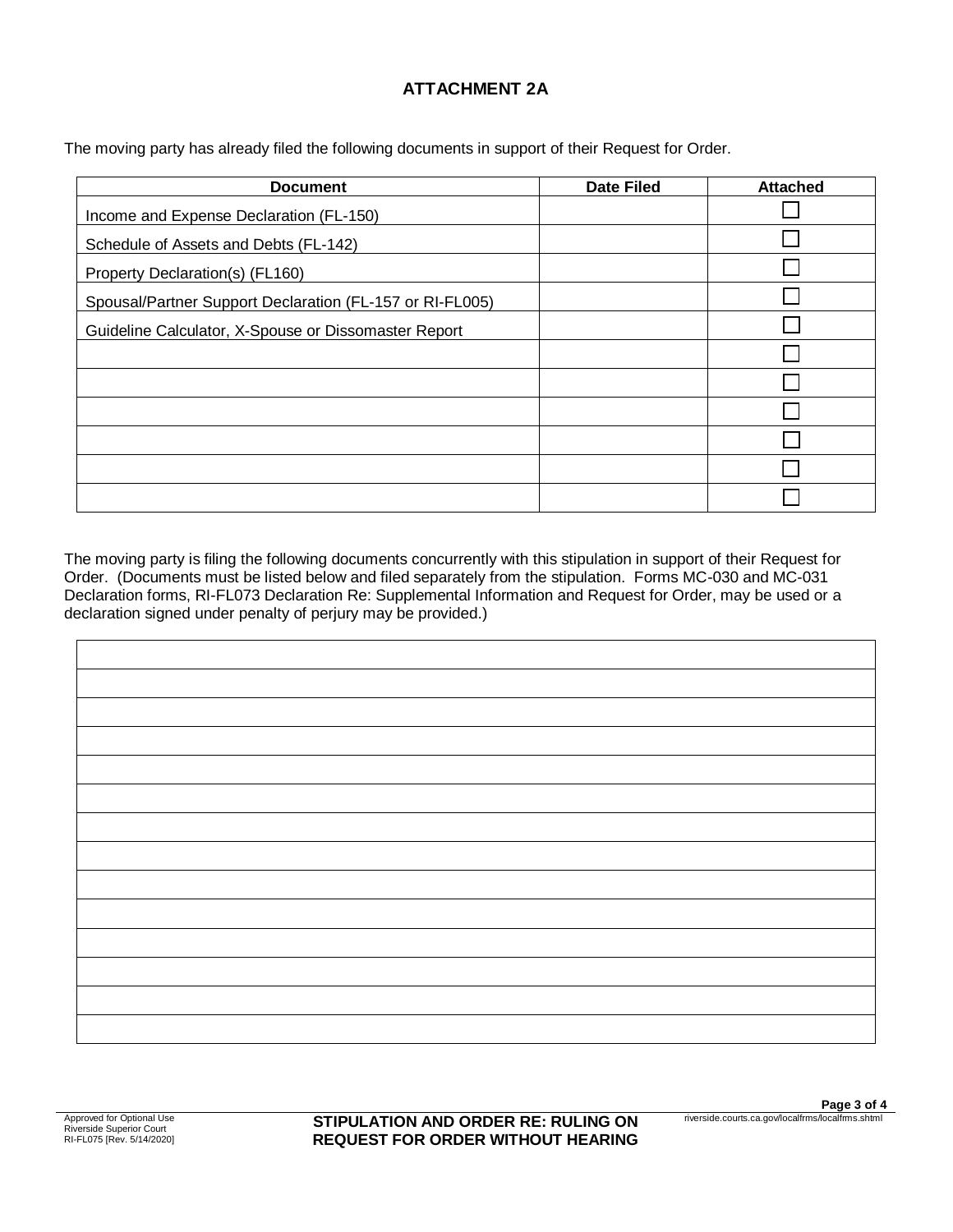# ATTACHMENT 2A

The moving party has already filed the following documents in support of their Request for Order.

| Document | Date Filed | Attached |
|---|---|---|
| Income and Expense Declaration (FL-150) | | ☐ |
| Schedule of Assets and Debts (FL-142) | | ☐ |
| Property Declaration(s) (FL160) | | ☐ |
| Spousal/Partner Support Declaration (FL-157 or RI-FL005) | | ☐ |
| Guideline Calculator, X-Spouse or Dissomaster Report | | ☐ |
| | | ☐ |
| | | ☐ |
| | | ☐ |
| | | ☐ |
| | | ☐ |
| | | ☐ |

The moving party is filing the following documents concurrently with this stipulation in support of their Request for Order. (Documents must be listed below and filed separately from the stipulation. Forms MC-030 and MC-031 Declaration forms, RI-FL073 Declaration Re: Supplemental Information and Request for Order, may be used or a declaration signed under penalty of perjury may be provided.)

| |
|---|
| |
| |
| |
| |
| |
| |
| |
| |
| |
| |
| |
| |
| |

Approved for Optional Use
Riverside Superior Court
RI-FL075 [Rev. 5/14/2020]

**STIPULATION AND ORDER RE: RULING ON REQUEST FOR ORDER WITHOUT HEARING**

riverside.courts.ca.gov/localfrms/localfrms.shtml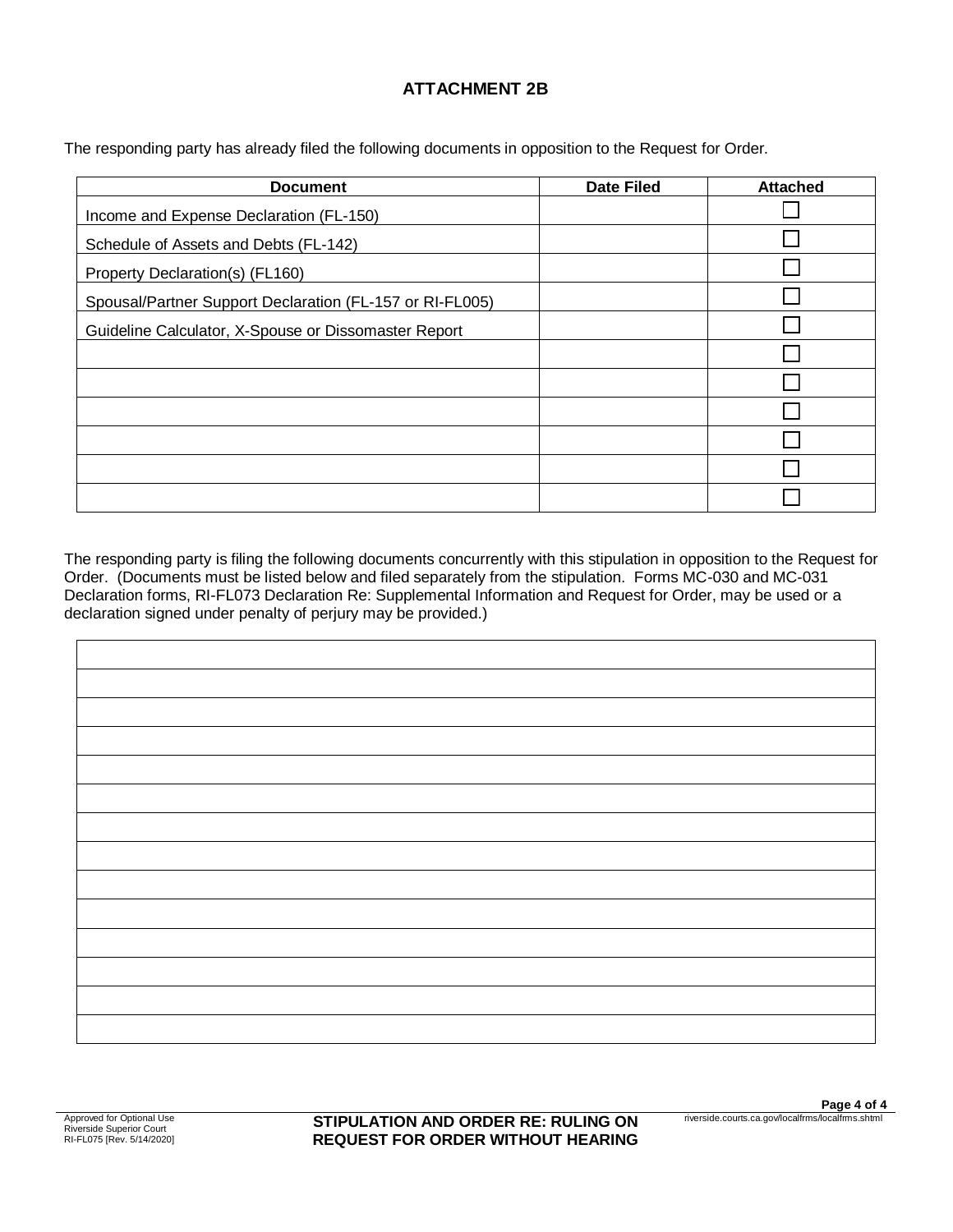## ATTACHMENT 2B

The responding party has already filed the following documents in opposition to the Request for Order.

| Document | Date Filed | Attached |
|---|---|---|
| Income and Expense Declaration (FL-150) | | ☐ |
| Schedule of Assets and Debts (FL-142) | | ☐ |
| Property Declaration(s) (FL160) | | ☐ |
| Spousal/Partner Support Declaration (FL-157 or RI-FL005) | | ☐ |
| Guideline Calculator, X-Spouse or Dissomaster Report | | ☐ |
| | | ☐ |
| | | ☐ |
| | | ☐ |
| | | ☐ |
| | | ☐ |
| | | ☐ |

The responding party is filing the following documents concurrently with this stipulation in opposition to the Request for Order. (Documents must be listed below and filed separately from the stipulation. Forms MC-030 and MC-031 Declaration forms, RI-FL073 Declaration Re: Supplemental Information and Request for Order, may be used or a declaration signed under penalty of perjury may be provided.)

| |
|---|
| |
| |
| |
| |
| |
| |
| |
| |
| |
| |
| |
| |
| |

Approved for Optional Use
Riverside Superior Court
RI-FL075 [Rev. 5/14/2020]

**STIPULATION AND ORDER RE: RULING ON REQUEST FOR ORDER WITHOUT HEARING**

riverside.courts.ca.gov/localfrms/localfrms.shtml